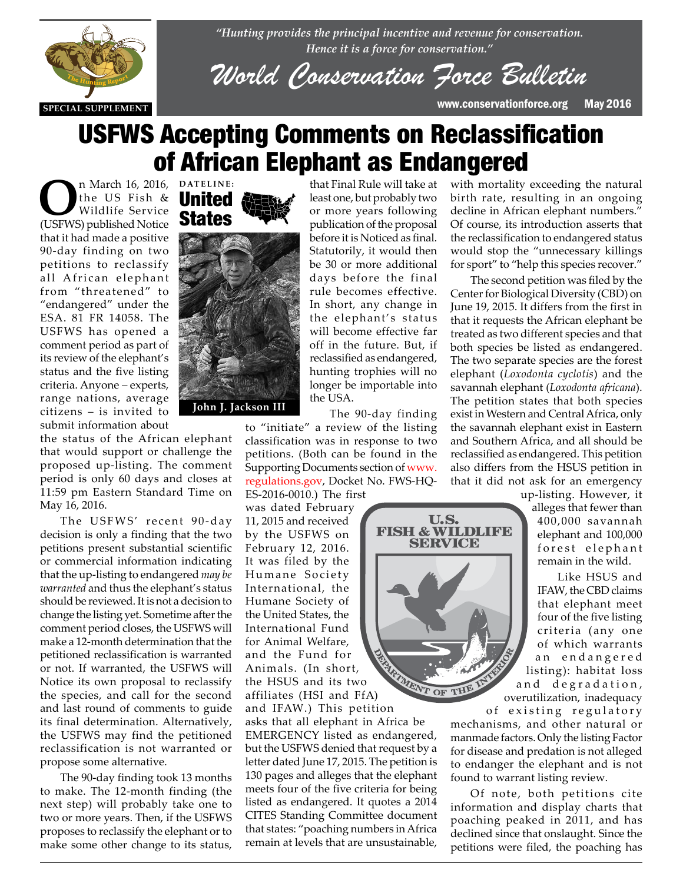*"Hunting provides the principal incentive and revenue for conservation. Hence it is a force for conservation."*

# World Conservation Force Bulletin

SPECIAL SUPPLEMENT

www.conservationforce.org May 2016

# USFWS Accepting Comments on Reclassification of African Elephant as Endangered

**DATELINE: United States**

John J. Jackson III

On March 16, 2016, the US Fish & Wildlife Service (USFWS) published Notice that it had made a positive 90-day finding on two petitions to reclassify all African elephant from "threatened" to "endangered" under the ESA. 81 FR 14058. The USFWS has opened a comment period as part of its review of the elephant's status and the five listing criteria. Anyone – experts, range nations, average citizens – is invited to submit information about the status of the African elephant that would support or challenge the proposed up-listing. The comment period is only 60 days and closes at 11:59 pm Eastern Standard Time on May 16, 2016.

The USFWS' recent 90-day decision is only a finding that the two petitions present substantial scientific or commercial information indicating that the up-listing to endangered *may be warranted* and thus the elephant's status should be reviewed. It is not a decision to change the listing yet. Sometime after the comment period closes, the USFWS will make a 12-month determination that the petitioned reclassification is warranted or not. If warranted, the USFWS will Notice its own proposal to reclassify the species, and call for the second and last round of comments to guide its final determination. Alternatively, the USFWS may find the petitioned reclassification is not warranted or propose some alternative.

The 90-day finding took 13 months to make. The 12-month finding (the next step) will probably take one to two or more years. Then, if the USFWS proposes to reclassify the elephant or to make some other change to its status, that Final Rule will take at least one, but probably two or more years following publication of the proposal before it is Noticed as final. Statutorily, it would then be 30 or more additional days before the final rule becomes effective. In short, any change in the elephant's status will become effective far off in the future. But, if reclassified as endangered, hunting trophies will no longer be importable into the USA.

The 90-day finding to "initiate" a review of the listing classification was in response to two petitions. (Both can be found in the Supporting Documents section of www.regulations.gov, Docket No. FWS-HQ-ES-2016-0010.) The first was dated February 11, 2015 and received by the USFWS on February 12, 2016. It was filed by the Humane Society International, the Humane Society of the United States, the International Fund for Animal Welfare, and the Fund for Animals. (In short, the HSUS and its two affiliates (HSI and FfA) and IFAW.) This petition asks that all elephant in Africa be EMERGENCY listed as endangered, but the USFWS denied that request by a letter dated June 17, 2015. The petition is 130 pages and alleges that the elephant meets four of the five criteria for being listed as endangered. It quotes a 2014 CITES Standing Committee document that states: "poaching numbers in Africa remain at levels that are unsustainable, with mortality exceeding the natural birth rate, resulting in an ongoing decline in African elephant numbers." Of course, its introduction asserts that the reclassification to endangered status would stop the "unnecessary killings for sport" to "help this species recover."

The second petition was filed by the Center for Biological Diversity (CBD) on June 19, 2015. It differs from the first in that it requests the African elephant be treated as two different species and that both species be listed as endangered. The two separate species are the forest elephant (*Loxodonta cyclotis*) and the savannah elephant (*Loxodonta africana*). The petition states that both species exist in Western and Central Africa, only the savannah elephant exist in Eastern and Southern Africa, and all should be reclassified as endangered. This petition also differs from the HSUS petition in that it did not ask for an emergency up-listing. However, it alleges that fewer than 400,000 savannah elephant and 100,000 forest elephant remain in the wild.

Like HSUS and IFAW, the CBD claims that elephant meet four of the five listing criteria (any one of which warrants an endangered listing): habitat loss and degradation, overutilization, inadequacy of existing regulatory mechanisms, and other natural or manmade factors. Only the listing Factor for disease and predation is not alleged to endanger the elephant and is not found to warrant listing review.

Of note, both petitions cite information and display charts that poaching peaked in 2011, and has declined since that onslaught. Since the petitions were filed, the poaching has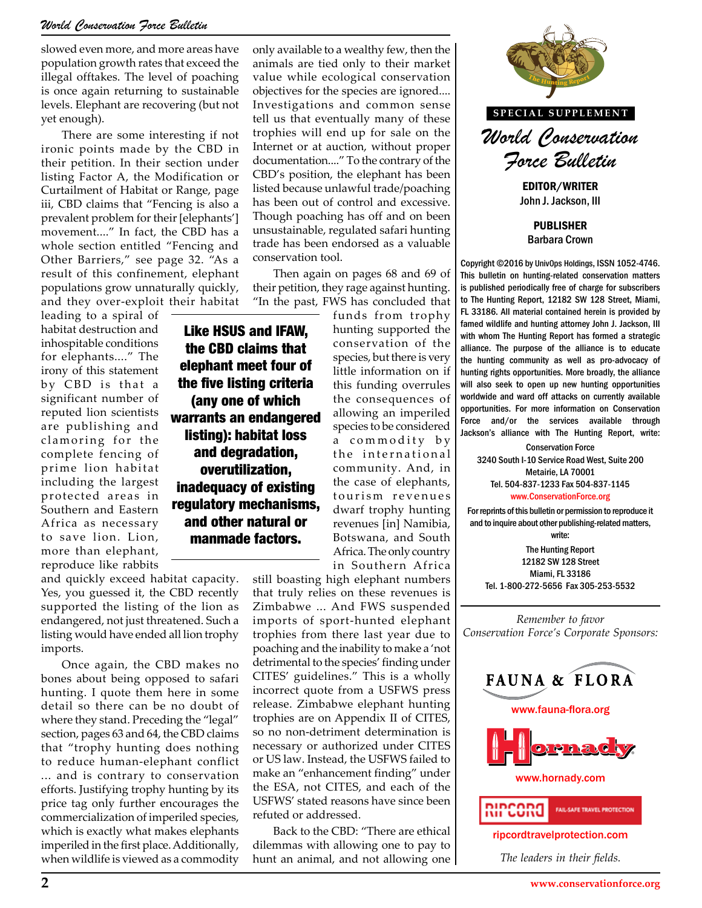slowed even more, and more areas have population growth rates that exceed the illegal offtakes. The level of poaching is once again returning to sustainable levels. Elephant are recovering (but not yet enough).

There are some interesting if not ironic points made by the CBD in their petition. In their section under listing Factor A, the Modification or Curtailment of Habitat or Range, page iii, CBD claims that "Fencing is also a prevalent problem for their [elephants'] movement...." In fact, the CBD has a whole section entitled "Fencing and Other Barriers," see page 32. "As a result of this confinement, elephant populations grow unnaturally quickly, and they over-exploit their habitat leading to a spiral of habitat destruction and inhospitable conditions for elephants...." The irony of this statement by CBD is that a significant number of reputed lion scientists are publishing and clamoring for the complete fencing of prime lion habitat including the largest protected areas in Southern and Eastern Africa as necessary to save lion. Lion, more than elephant, reproduce like rabbits and quickly exceed habitat capacity. Yes, you guessed it, the CBD recently supported the listing of the lion as endangered, not just threatened. Such a listing would have ended all lion trophy imports.

Once again, the CBD makes no bones about being opposed to safari hunting. I quote them here in some detail so there can be no doubt of where they stand. Preceding the "legal" section, pages 63 and 64, the CBD claims that "trophy hunting does nothing to reduce human-elephant conflict ... and is contrary to conservation efforts. Justifying trophy hunting by its price tag only further encourages the commercialization of imperiled species, which is exactly what makes elephants imperiled in the first place. Additionally, when wildlife is viewed as a commodity only available to a wealthy few, then the animals are tied only to their market value while ecological conservation objectives for the species are ignored.... Investigations and common sense tell us that eventually many of these trophies will end up for sale on the Internet or at auction, without proper documentation...." To the contrary of the CBD's position, the elephant has been listed because unlawful trade/poaching has been out of control and excessive. Though poaching has off and on been unsustainable, regulated safari hunting trade has been endorsed as a valuable conservation tool.

**Like HSUS and IFAW, the CBD claims that elephant meet four of the five listing criteria (any one of which warrants an endangered listing): habitat loss and degradation, overutilization, inadequacy of existing regulatory mechanisms, and other natural or manmade factors.**

Then again on pages 68 and 69 of their petition, they rage against hunting. "In the past, FWS has concluded that funds from trophy hunting supported the conservation of the species, but there is very little information on if this funding overrules the consequences of allowing an imperiled species to be considered a commodity by the international community. And, in the case of elephants, tourism revenues dwarf trophy hunting revenues [in] Namibia, Botswana, and South Africa. The only country in Southern Africa still boasting high elephant numbers that truly relies on these revenues is Zimbabwe ... And FWS suspended imports of sport-hunted elephant trophies from there last year due to poaching and the inability to make a 'not detrimental to the species' finding under CITES' guidelines." This is a wholly incorrect quote from a USFWS press release. Zimbabwe elephant hunting trophies are on Appendix II of CITES, so no non-detriment determination is necessary or authorized under CITES or US law. Instead, the USFWS failed to make an "enhancement finding" under the ESA, not CITES, and each of the USFWS' stated reasons have since been refuted or addressed.

Back to the CBD: "There are ethical dilemmas with allowing one to pay to hunt an animal, and not allowing one

---

SPECIAL SUPPLEMENT

# World Conservation Force Bulletin

**EDITOR/WRITER**
John J. Jackson, III

**PUBLISHER**
Barbara Crown

Copyright ©2016 by UnivOps Holdings, ISSN 1052-4746. This bulletin on hunting-related conservation matters is published periodically free of charge for subscribers to The Hunting Report, 12182 SW 128 Street, Miami, FL 33186. All material contained herein is provided by famed wildlife and hunting attorney John J. Jackson, III with whom The Hunting Report has formed a strategic alliance. The purpose of the alliance is to educate the hunting community as well as pro-advocacy of hunting rights opportunities. More broadly, the alliance will also seek to open up new hunting opportunities worldwide and ward off attacks on currently available opportunities. For more information on Conservation Force and/or the services available through Jackson's alliance with The Hunting Report, write:

Conservation Force
3240 South I-10 Service Road West, Suite 200
Metairie, LA 70001
Tel. 504-837-1233 Fax 504-837-1145
www.ConservationForce.org

For reprints of this bulletin or permission to reproduce it and to inquire about other publishing-related matters, write:

The Hunting Report
12182 SW 128 Street
Miami, FL 33186
Tel. 1-800-272-5656 Fax 305-253-5532

*Remember to favor Conservation Force's Corporate Sponsors:*

FAUNA & FLORA
www.fauna-flora.org

Hornady
www.hornady.com

RIPCORD FAIL-SAFE TRAVEL PROTECTION
ripcordtravelprotection.com

*The leaders in their fields.*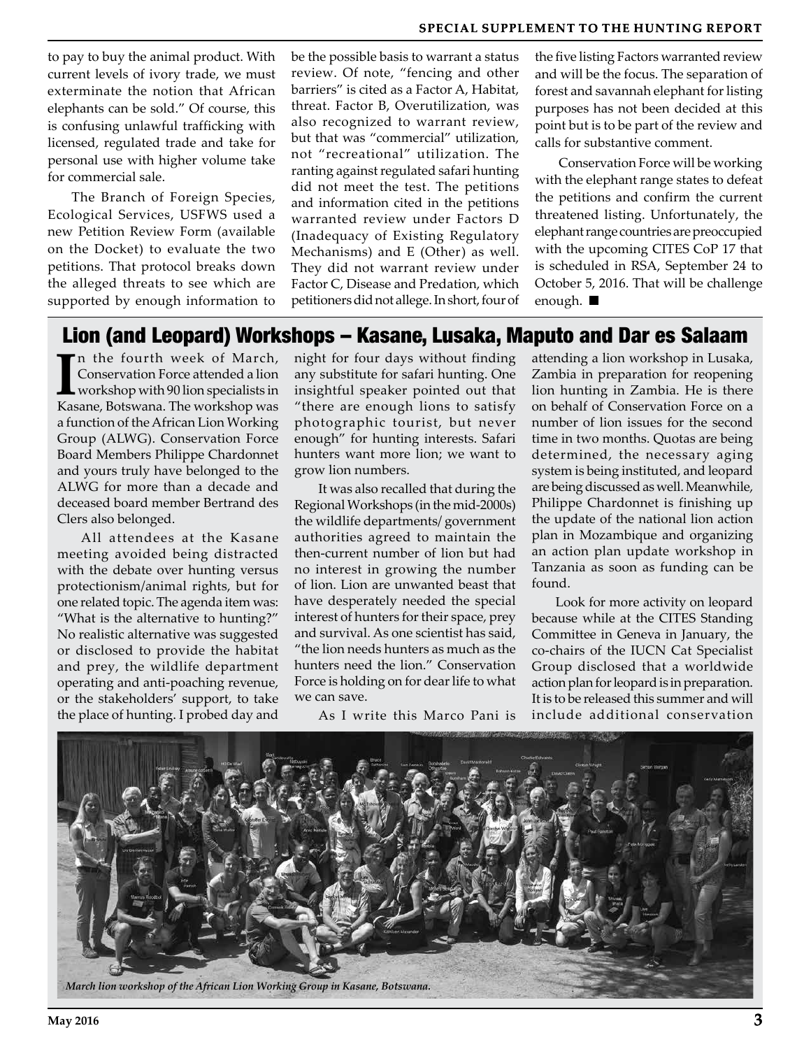to pay to buy the animal product. With current levels of ivory trade, we must exterminate the notion that African elephants can be sold." Of course, this is confusing unlawful trafficking with licensed, regulated trade and take for personal use with higher volume take for commercial sale.

The Branch of Foreign Species, Ecological Services, USFWS used a new Petition Review Form (available on the Docket) to evaluate the two petitions. That protocol breaks down the alleged threats to see which are supported by enough information to be the possible basis to warrant a status review. Of note, "fencing and other barriers" is cited as a Factor A, Habitat, threat. Factor B, Overutilization, was also recognized to warrant review, but that was "commercial" utilization, not "recreational" utilization. The ranting against regulated safari hunting did not meet the test. The petitions and information cited in the petitions warranted review under Factors D (Inadequacy of Existing Regulatory Mechanisms) and E (Other) as well. They did not warrant review under Factor C, Disease and Predation, which petitioners did not allege. In short, four of the five listing Factors warranted review and will be the focus. The separation of forest and savannah elephant for listing purposes has not been decided at this point but is to be part of the review and calls for substantive comment.

Conservation Force will be working with the elephant range states to defeat the petitions and confirm the current threatened listing. Unfortunately, the elephant range countries are preoccupied with the upcoming CITES CoP 17 that is scheduled in RSA, September 24 to October 5, 2016. That will be challenge enough. ■

## Lion (and Leopard) Workshops – Kasane, Lusaka, Maputo and Dar es Salaam

In the fourth week of March, Conservation Force attended a lion workshop with 90 lion specialists in Kasane, Botswana. The workshop was a function of the African Lion Working Group (ALWG). Conservation Force Board Members Philippe Chardonnet and yours truly have belonged to the ALWG for more than a decade and deceased board member Bertrand des Clers also belonged.

All attendees at the Kasane meeting avoided being distracted with the debate over hunting versus protectionism/animal rights, but for one related topic. The agenda item was: "What is the alternative to hunting?" No realistic alternative was suggested or disclosed to provide the habitat and prey, the wildlife department operating and anti-poaching revenue, or the stakeholders' support, to take the place of hunting. I probed day and night for four days without finding any substitute for safari hunting. One insightful speaker pointed out that "there are enough lions to satisfy photographic tourist, but never enough" for hunting interests. Safari hunters want more lion; we want to grow lion numbers.

It was also recalled that during the Regional Workshops (in the mid-2000s) the wildlife departments/ government authorities agreed to maintain the then-current number of lion but had no interest in growing the number of lion. Lion are unwanted beast that have desperately needed the special interest of hunters for their space, prey and survival. As one scientist has said, "the lion needs hunters as much as the hunters need the lion." Conservation Force is holding on for dear life to what we can save.

As I write this Marco Pani is attending a lion workshop in Lusaka, Zambia in preparation for reopening lion hunting in Zambia. He is there on behalf of Conservation Force on a number of lion issues for the second time in two months. Quotas are being determined, the necessary aging system is being instituted, and leopard are being discussed as well. Meanwhile, Philippe Chardonnet is finishing up the update of the national lion action plan in Mozambique and organizing an action plan update workshop in Tanzania as soon as funding can be found.

Look for more activity on leopard because while at the CITES Standing Committee in Geneva in January, the co-chairs of the IUCN Cat Specialist Group disclosed that a worldwide action plan for leopard is in preparation. It is to be released this summer and will include additional conservation

*March lion workshop of the African Lion Working Group in Kasane, Botswana.*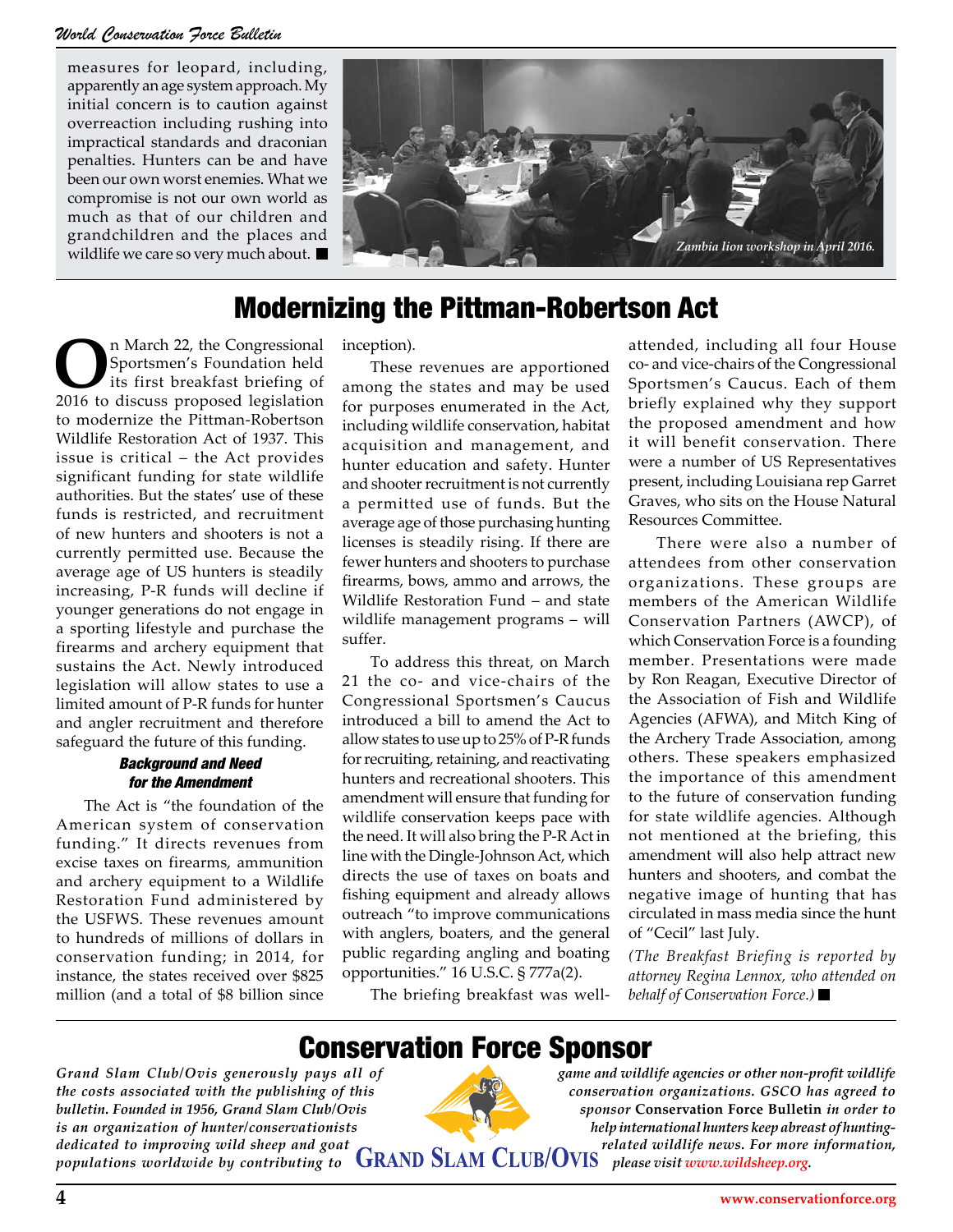measures for leopard, including, apparently an age system approach. My initial concern is to caution against overreaction including rushing into impractical standards and draconian penalties. Hunters can be and have been our own worst enemies. What we compromise is not our own world as much as that of our children and grandchildren and the places and wildlife we care so very much about. ■

*Zambia lion workshop in April 2016.*

# Modernizing the Pittman-Robertson Act

On March 22, the Congressional Sportsmen's Foundation held its first breakfast briefing of 2016 to discuss proposed legislation to modernize the Pittman-Robertson Wildlife Restoration Act of 1937. This issue is critical – the Act provides significant funding for state wildlife authorities. But the states' use of these funds is restricted, and recruitment of new hunters and shooters is not a currently permitted use. Because the average age of US hunters is steadily increasing, P-R funds will decline if younger generations do not engage in a sporting lifestyle and purchase the firearms and archery equipment that sustains the Act. Newly introduced legislation will allow states to use a limited amount of P-R funds for hunter and angler recruitment and therefore safeguard the future of this funding.

### Background and Need for the Amendment

The Act is "the foundation of the American system of conservation funding." It directs revenues from excise taxes on firearms, ammunition and archery equipment to a Wildlife Restoration Fund administered by the USFWS. These revenues amount to hundreds of millions of dollars in conservation funding; in 2014, for instance, the states received over $825 million (and a total of $8 billion since inception).

These revenues are apportioned among the states and may be used for purposes enumerated in the Act, including wildlife conservation, habitat acquisition and management, and hunter education and safety. Hunter and shooter recruitment is not currently a permitted use of funds. But the average age of those purchasing hunting licenses is steadily rising. If there are fewer hunters and shooters to purchase firearms, bows, ammo and arrows, the Wildlife Restoration Fund – and state wildlife management programs – will suffer.

To address this threat, on March 21 the co- and vice-chairs of the Congressional Sportsmen's Caucus introduced a bill to amend the Act to allow states to use up to 25% of P-R funds for recruiting, retaining, and reactivating hunters and recreational shooters. This amendment will ensure that funding for wildlife conservation keeps pace with the need. It will also bring the P-R Act in line with the Dingle-Johnson Act, which directs the use of taxes on boats and fishing equipment and already allows outreach "to improve communications with anglers, boaters, and the general public regarding angling and boating opportunities." 16 U.S.C. § 777a(2).

The briefing breakfast was well-attended, including all four House co- and vice-chairs of the Congressional Sportsmen's Caucus. Each of them briefly explained why they support the proposed amendment and how it will benefit conservation. There were a number of US Representatives present, including Louisiana rep Garret Graves, who sits on the House Natural Resources Committee.

There were also a number of attendees from other conservation organizations. These groups are members of the American Wildlife Conservation Partners (AWCP), of which Conservation Force is a founding member. Presentations were made by Ron Reagan, Executive Director of the Association of Fish and Wildlife Agencies (AFWA), and Mitch King of the Archery Trade Association, among others. These speakers emphasized the importance of this amendment to the future of conservation funding for state wildlife agencies. Although not mentioned at the briefing, this amendment will also help attract new hunters and shooters, and combat the negative image of hunting that has circulated in mass media since the hunt of "Cecil" last July.

*(The Breakfast Briefing is reported by attorney Regina Lennox, who attended on behalf of Conservation Force.)* ■

# Conservation Force Sponsor

*Grand Slam Club/Ovis generously pays all of the costs associated with the publishing of this bulletin. Founded in 1956, Grand Slam Club/Ovis is an organization of hunter/conservationists dedicated to improving wild sheep and goat populations worldwide by contributing to game and wildlife agencies or other non-profit wildlife conservation organizations. GSCO has agreed to sponsor* **Conservation Force Bulletin** *in order to help international hunters keep abreast of hunting-related wildlife news. For more information, please visit www.wildsheep.org.*

GRAND SLAM CLUB/OVIS